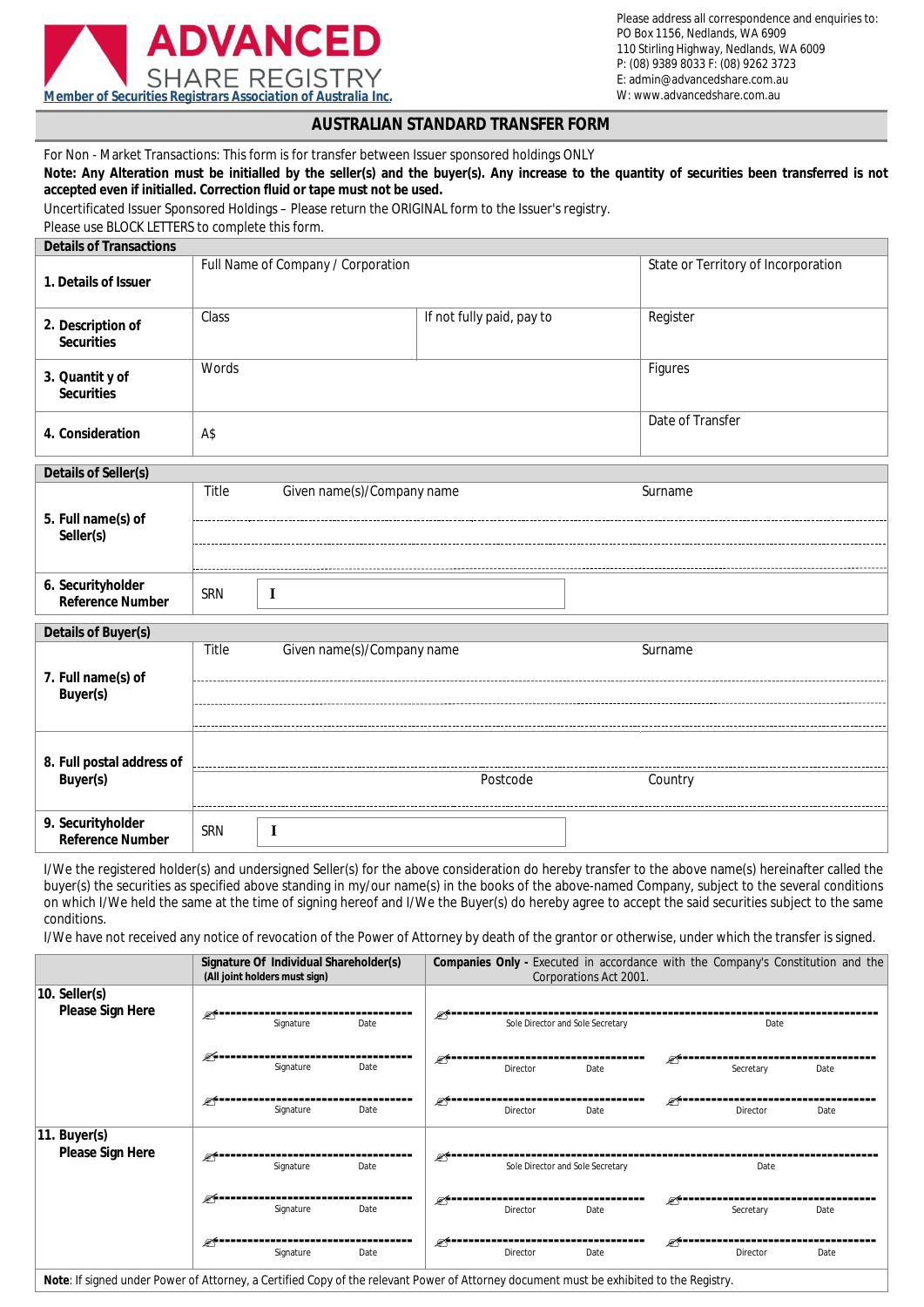**ADVANCED SHARE REGISTRY**

Member of Securities Registrars Association of Australia Inc.

Please address all correspondence and enquiries to:
PO Box 1156, Nedlands, WA 6909
110 Stirling Highway, Nedlands, WA 6009
P: (08) 9389 8033 F: (08) 9262 3723
E: admin@advancedshare.com.au
W: www.advancedshare.com.au

# AUSTRALIAN STANDARD TRANSFER FORM

For Non - Market Transactions: This form is for transfer between Issuer sponsored holdings ONLY

**Note: Any Alteration must be initialled by the seller(s) and the buyer(s). Any increase to the quantity of securities been transferred is not accepted even if initialled. Correction fluid or tape must not be used.**

Uncertificated Issuer Sponsored Holdings – Please return the ORIGINAL form to the Issuer's registry.

Please use BLOCK LETTERS to complete this form.

| **Details of Transactions** | | | |
|---|---|---|---|
| **1. Details of Issuer** | Full Name of Company / Corporation | | State or Territory of Incorporation |
| **2. Description of Securities** | Class | If not fully paid, pay to | Register |
| **3. Quantit y of Securities** | Words | | Figures |
| **4. Consideration** | A$ | | Date of Transfer |

| **Details of Seller(s)** | | | |
|---|---|---|---|
| **5. Full name(s) of Seller(s)** | Title | Given name(s)/Company name | Surname |
| | | | |
| | | | |
| **6. Securityholder Reference Number** | SRN | I | |

| **Details of Buyer(s)** | | | |
|---|---|---|---|
| **7. Full name(s) of Buyer(s)** | Title | Given name(s)/Company name | Surname |
| | | | |
| | | | |
| **8. Full postal address of Buyer(s)** | | | |
| | | Postcode | Country |
| **9. Securityholder Reference Number** | SRN | I | |

I/We the registered holder(s) and undersigned Seller(s) for the above consideration do hereby transfer to the above name(s) hereinafter called the buyer(s) the securities as specified above standing in my/our name(s) in the books of the above-named Company, subject to the several conditions on which I/We held the same at the time of signing hereof and I/We the Buyer(s) do hereby agree to accept the said securities subject to the same conditions.

I/We have not received any notice of revocation of the Power of Attorney by death of the grantor or otherwise, under which the transfer is signed.

| | **Signature Of Individual Shareholder(s)** (All joint holders must sign) | **Companies Only -** Executed in accordance with the Company's Constitution and the Corporations Act 2001. | |
|---|---|---|---|
| **10. Seller(s) Please Sign Here** | Signature / Date | Sole Director and Sole Secretary / Date | |
| | Signature / Date | Director / Date | Secretary / Date |
| | Signature / Date | Director / Date | Director / Date |
| **11. Buyer(s) Please Sign Here** | Signature / Date | Sole Director and Sole Secretary / Date | |
| | Signature / Date | Director / Date | Secretary / Date |
| | Signature / Date | Director / Date | Director / Date |

**Note**: If signed under Power of Attorney, a Certified Copy of the relevant Power of Attorney document must be exhibited to the Registry.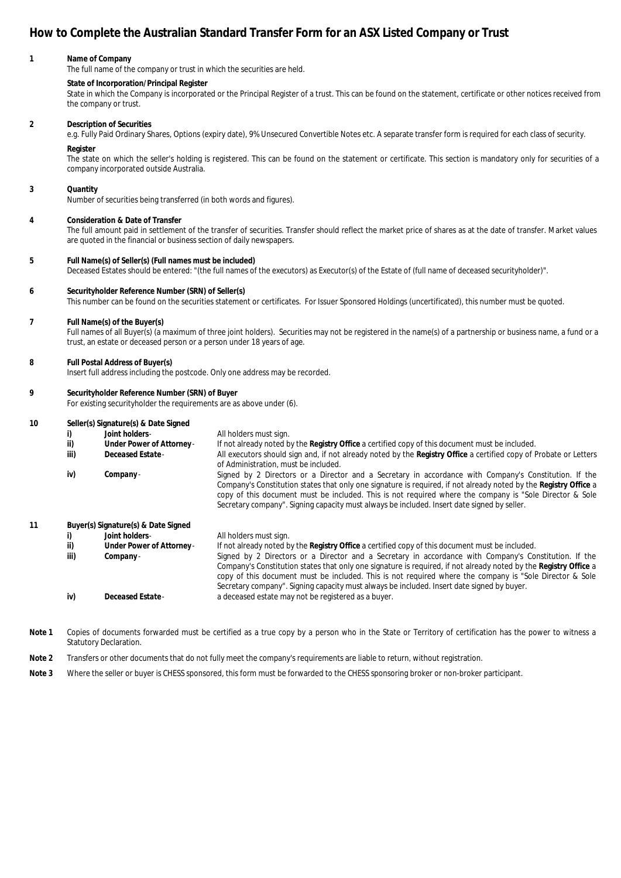# How to Complete the Australian Standard Transfer Form for an ASX Listed Company or Trust

**1 Name of Company**

The full name of the company or trust in which the securities are held.

**State of Incorporation/Principal Register**

State in which the Company is incorporated or the Principal Register of a trust. This can be found on the statement, certificate or other notices received from the company or trust.

**2 Description of Securities**

e.g. Fully Paid Ordinary Shares, Options (expiry date), 9% Unsecured Convertible Notes etc. A separate transfer form is required for each class of security.

**Register**

The state on which the seller's holding is registered. This can be found on the statement or certificate. This section is mandatory only for securities of a company incorporated outside Australia.

**3 Quantity**

Number of securities being transferred (in both words and figures).

**4 Consideration & Date of Transfer**

The full amount paid in settlement of the transfer of securities. Transfer should reflect the market price of shares as at the date of transfer. Market values are quoted in the financial or business section of daily newspapers.

**5 Full Name(s) of Seller(s) (Full names must be included)**

Deceased Estates should be entered: "(the full names of the executors) as Executor(s) of the Estate of (full name of deceased securityholder)".

**6 Securityholder Reference Number (SRN) of Seller(s)**

This number can be found on the securities statement or certificates. For Issuer Sponsored Holdings (uncertificated), this number must be quoted.

**7 Full Name(s) of the Buyer(s)**

Full names of all Buyer(s) (a maximum of three joint holders). Securities may not be registered in the name(s) of a partnership or business name, a fund or a trust, an estate or deceased person or a person under 18 years of age.

**8 Full Postal Address of Buyer(s)**

Insert full address including the postcode. Only one address may be recorded.

**9 Securityholder Reference Number (SRN) of Buyer**

For existing securityholder the requirements are as above under (6).

**10 Seller(s) Signature(s) & Date Signed**

- i) **Joint holders** - All holders must sign.
- ii) **Under Power of Attorney** - If not already noted by the **Registry Office** a certified copy of this document must be included.
- iii) **Deceased Estate** - All executors should sign and, if not already noted by the **Registry Office** a certified copy of Probate or Letters of Administration, must be included.
- iv) **Company** - Signed by 2 Directors or a Director and a Secretary in accordance with Company's Constitution. If the Company's Constitution states that only one signature is required, if not already noted by the **Registry Office** a copy of this document must be included. This is not required where the company is "Sole Director & Sole Secretary company". Signing capacity must always be included. Insert date signed by seller.

**11 Buyer(s) Signature(s) & Date Signed**

- i) **Joint holders** - All holders must sign.
- ii) **Under Power of Attorney** - If not already noted by the **Registry Office** a certified copy of this document must be included.
- iii) **Company** - Signed by 2 Directors or a Director and a Secretary in accordance with Company's Constitution. If the Company's Constitution states that only one signature is required, if not already noted by the **Registry Office** a copy of this document must be included. This is not required where the company is "Sole Director & Sole Secretary company". Signing capacity must always be included. Insert date signed by buyer.
- iv) **Deceased Estate** - a deceased estate may not be registered as a buyer.

**Note 1** Copies of documents forwarded must be certified as a true copy by a person who in the State or Territory of certification has the power to witness a Statutory Declaration.

**Note 2** Transfers or other documents that do not fully meet the company's requirements are liable to return, without registration.

**Note 3** Where the seller or buyer is CHESS sponsored, this form must be forwarded to the CHESS sponsoring broker or non-broker participant.